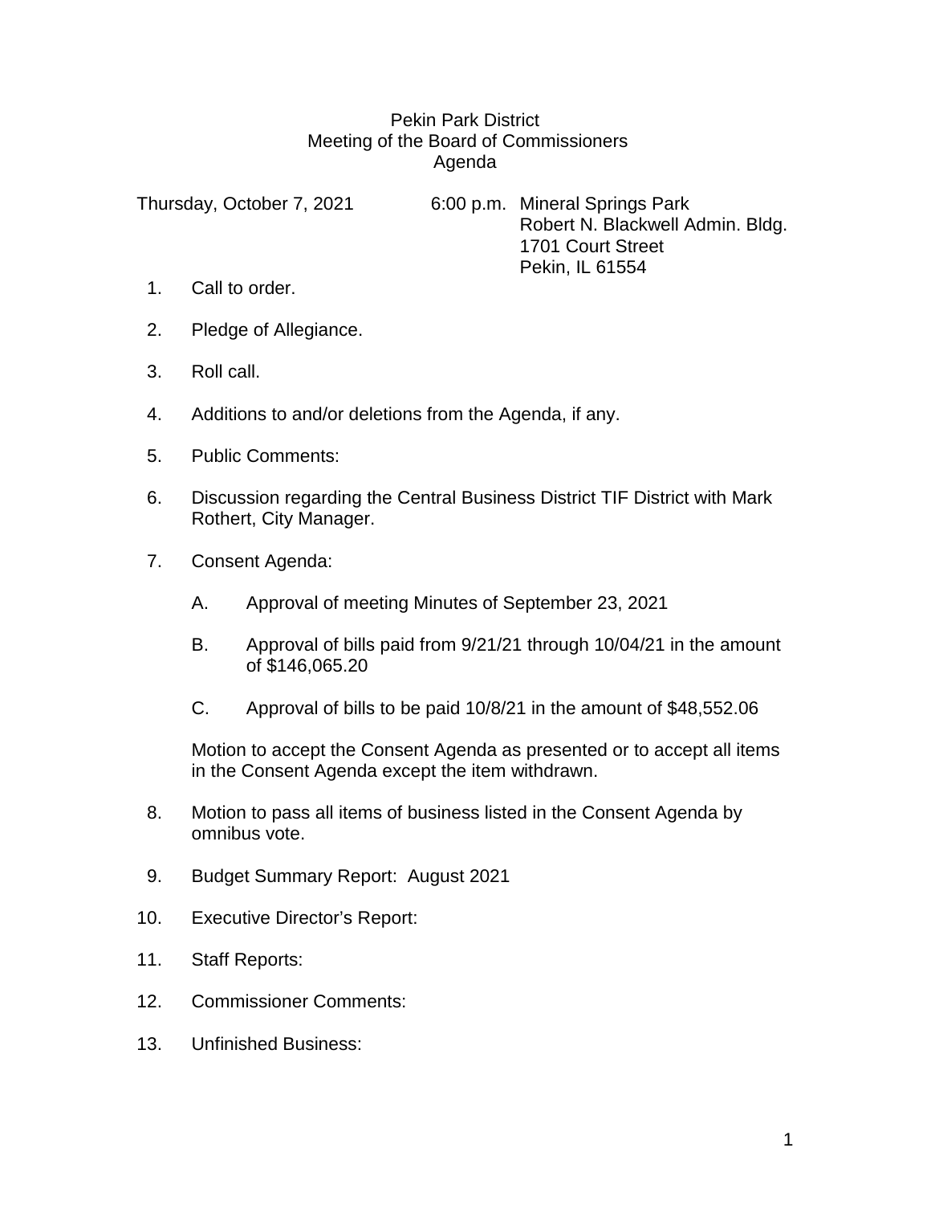# Pekin Park District
## Meeting of the Board of Commissioners
## Agenda

Thursday, October 7, 2021 6:00 p.m. Mineral Springs Park
Robert N. Blackwell Admin. Bldg.
1701 Court Street
Pekin, IL 61554

1. Call to order.

2. Pledge of Allegiance.

3. Roll call.

4. Additions to and/or deletions from the Agenda, if any.

5. Public Comments:

6. Discussion regarding the Central Business District TIF District with Mark Rothert, City Manager.

7. Consent Agenda:

   A. Approval of meeting Minutes of September 23, 2021

   B. Approval of bills paid from 9/21/21 through 10/04/21 in the amount of $146,065.20

   C. Approval of bills to be paid 10/8/21 in the amount of $48,552.06

   Motion to accept the Consent Agenda as presented or to accept all items in the Consent Agenda except the item withdrawn.

8. Motion to pass all items of business listed in the Consent Agenda by omnibus vote.

9. Budget Summary Report: August 2021

10. Executive Director's Report:

11. Staff Reports:

12. Commissioner Comments:

13. Unfinished Business: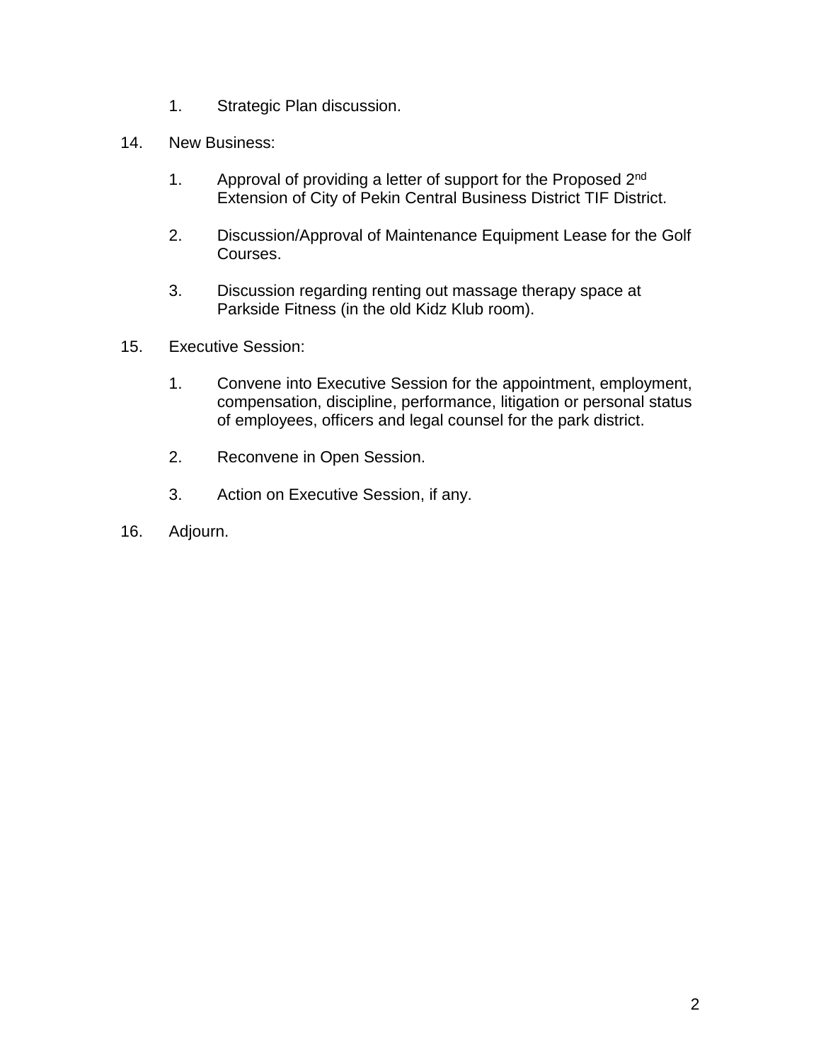1. Strategic Plan discussion.

14. New Business:

    1. Approval of providing a letter of support for the Proposed 2nd Extension of City of Pekin Central Business District TIF District.

    2. Discussion/Approval of Maintenance Equipment Lease for the Golf Courses.

    3. Discussion regarding renting out massage therapy space at Parkside Fitness (in the old Kidz Klub room).

15. Executive Session:

    1. Convene into Executive Session for the appointment, employment, compensation, discipline, performance, litigation or personal status of employees, officers and legal counsel for the park district.

    2. Reconvene in Open Session.

    3. Action on Executive Session, if any.

16. Adjourn.